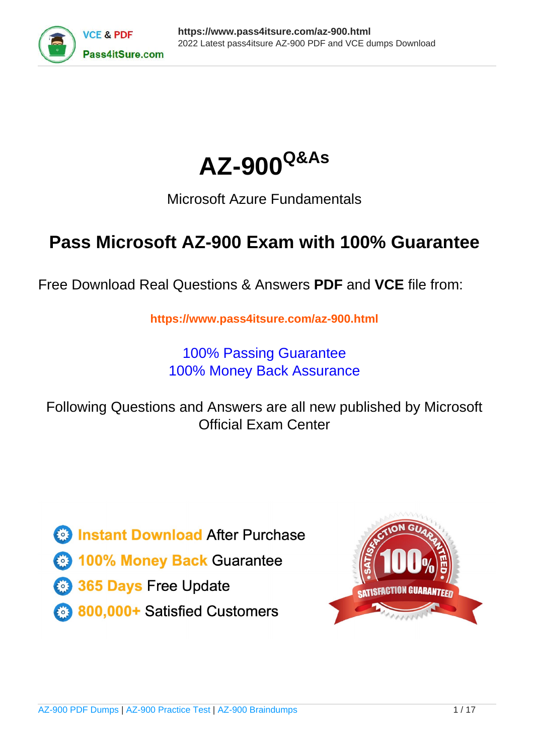# AZ-900^Q&As

Microsoft Azure Fundamentals

## Pass Microsoft AZ-900 Exam with 100% Guarantee

Free Download Real Questions & Answers **PDF** and **VCE** file from:

https://www.pass4itsure.com/az-900.html

100% Passing Guarantee
100% Money Back Assurance

Following Questions and Answers are all new published by Microsoft Official Exam Center

- Instant Download After Purchase
- 100% Money Back Guarantee
- 365 Days Free Update
- 800,000+ Satisfied Customers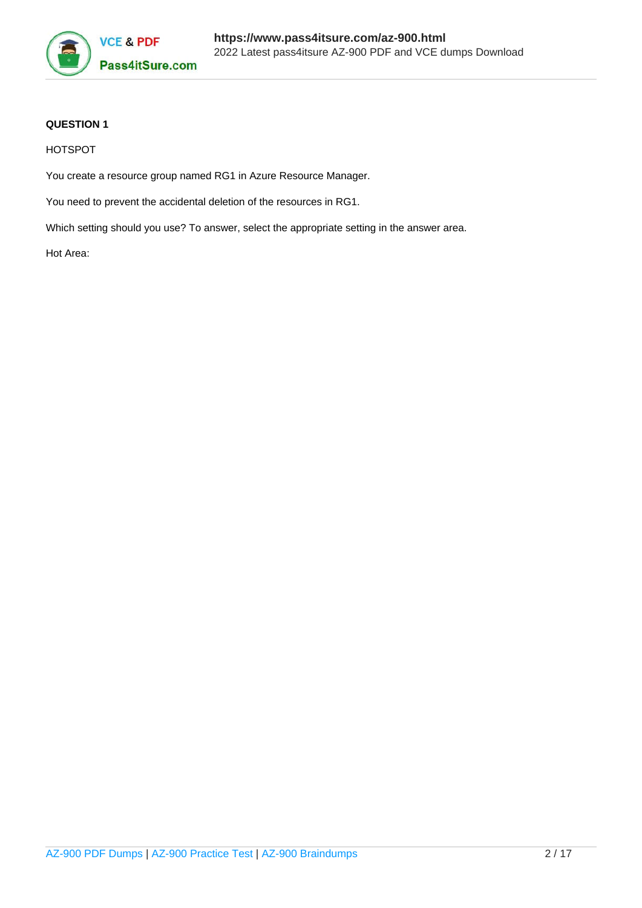**QUESTION 1**

HOTSPOT

You create a resource group named RG1 in Azure Resource Manager.

You need to prevent the accidental deletion of the resources in RG1.

Which setting should you use? To answer, select the appropriate setting in the answer area.

Hot Area: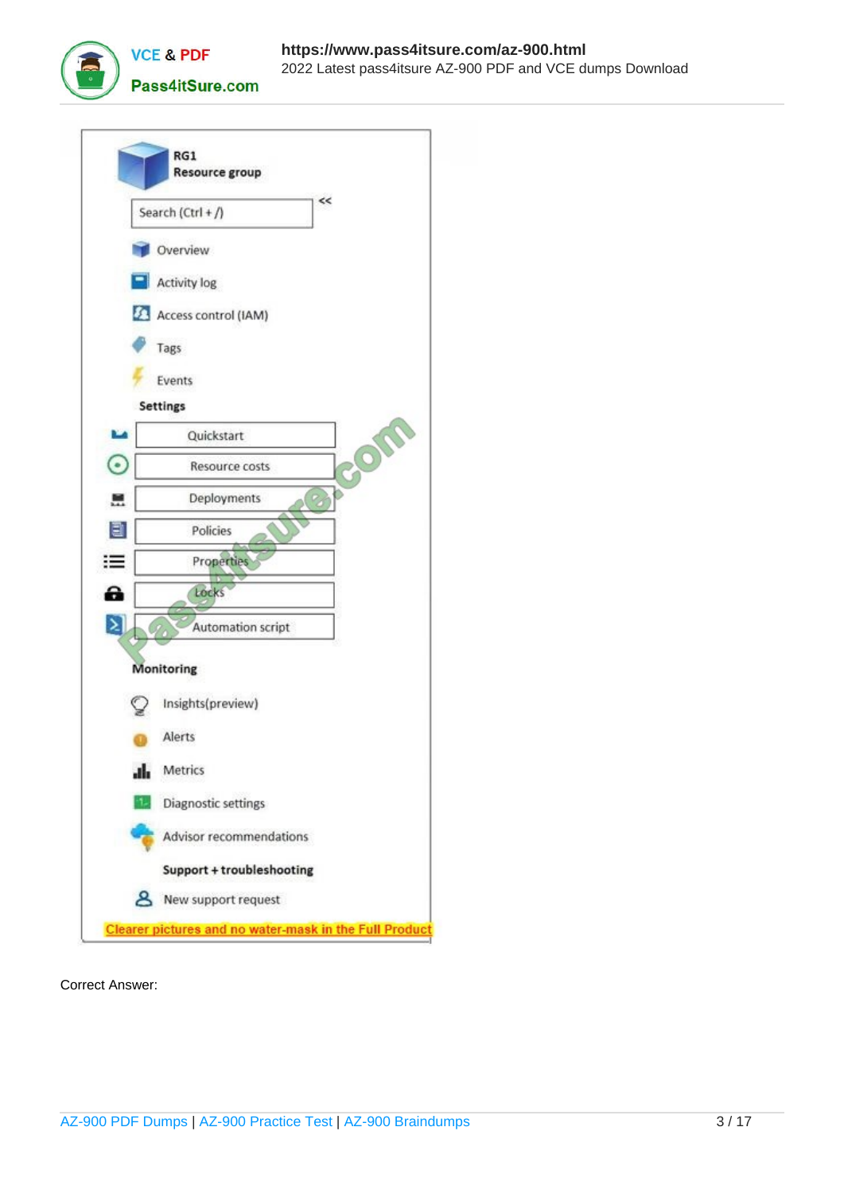RG1
Resource group

Search (Ctrl + /)

- Overview
- Activity log
- Access control (IAM)
- Tags
- Events

**Settings**

- Quickstart
- Resource costs
- Deployments
- Policies
- Properties
- Locks
- Automation script

**Monitoring**

- Insights(preview)
- Alerts
- Metrics
- Diagnostic settings
- Advisor recommendations

**Support + troubleshooting**

- New support request

Clearer pictures and no water-mask in the Full Product

Correct Answer: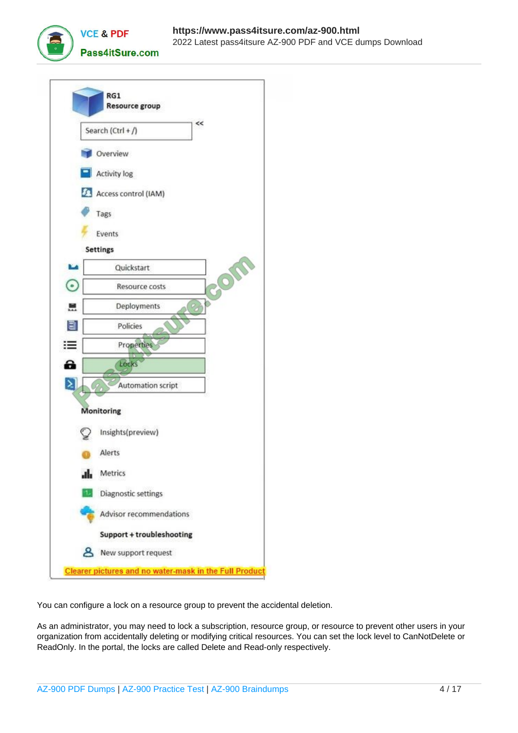RG1
Resource group

Search (Ctrl + /)

- Overview
- Activity log
- Access control (IAM)
- Tags
- Events

**Settings**

- Quickstart
- Resource costs
- Deployments
- Policies
- Properties
- Locks
- Automation script

**Monitoring**

- Insights(preview)
- Alerts
- Metrics
- Diagnostic settings
- Advisor recommendations

**Support + troubleshooting**

- New support request

Clearer pictures and no water-mask in the Full Product

You can configure a lock on a resource group to prevent the accidental deletion.

As an administrator, you may need to lock a subscription, resource group, or resource to prevent other users in your organization from accidentally deleting or modifying critical resources. You can set the lock level to CanNotDelete or ReadOnly. In the portal, the locks are called Delete and Read-only respectively.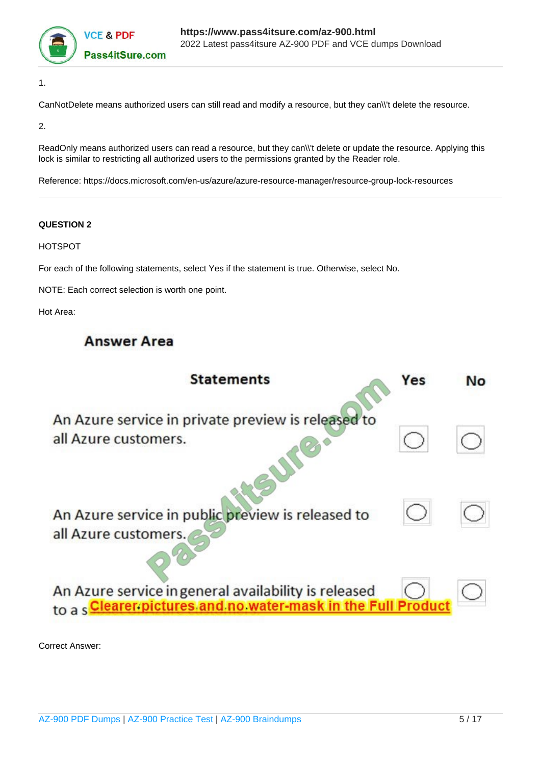1.

CanNotDelete means authorized users can still read and modify a resource, but they can\\'t delete the resource.

2.

ReadOnly means authorized users can read a resource, but they can\\'t delete or update the resource. Applying this lock is similar to restricting all authorized users to the permissions granted by the Reader role.

Reference: https://docs.microsoft.com/en-us/azure/azure-resource-manager/resource-group-lock-resources

---

**QUESTION 2**

HOTSPOT

For each of the following statements, select Yes if the statement is true. Otherwise, select No.

NOTE: Each correct selection is worth one point.

Hot Area:

**Answer Area**

| Statements | Yes | No |
|---|---|---|
| An Azure service in private preview is released to all Azure customers. | ○ | ○ |
| An Azure service in public preview is released to all Azure customers. | ○ | ○ |
| An Azure service in general availability is released to a s | ○ | ○ |

Clearer pictures and no water-mask in the Full Product

Correct Answer: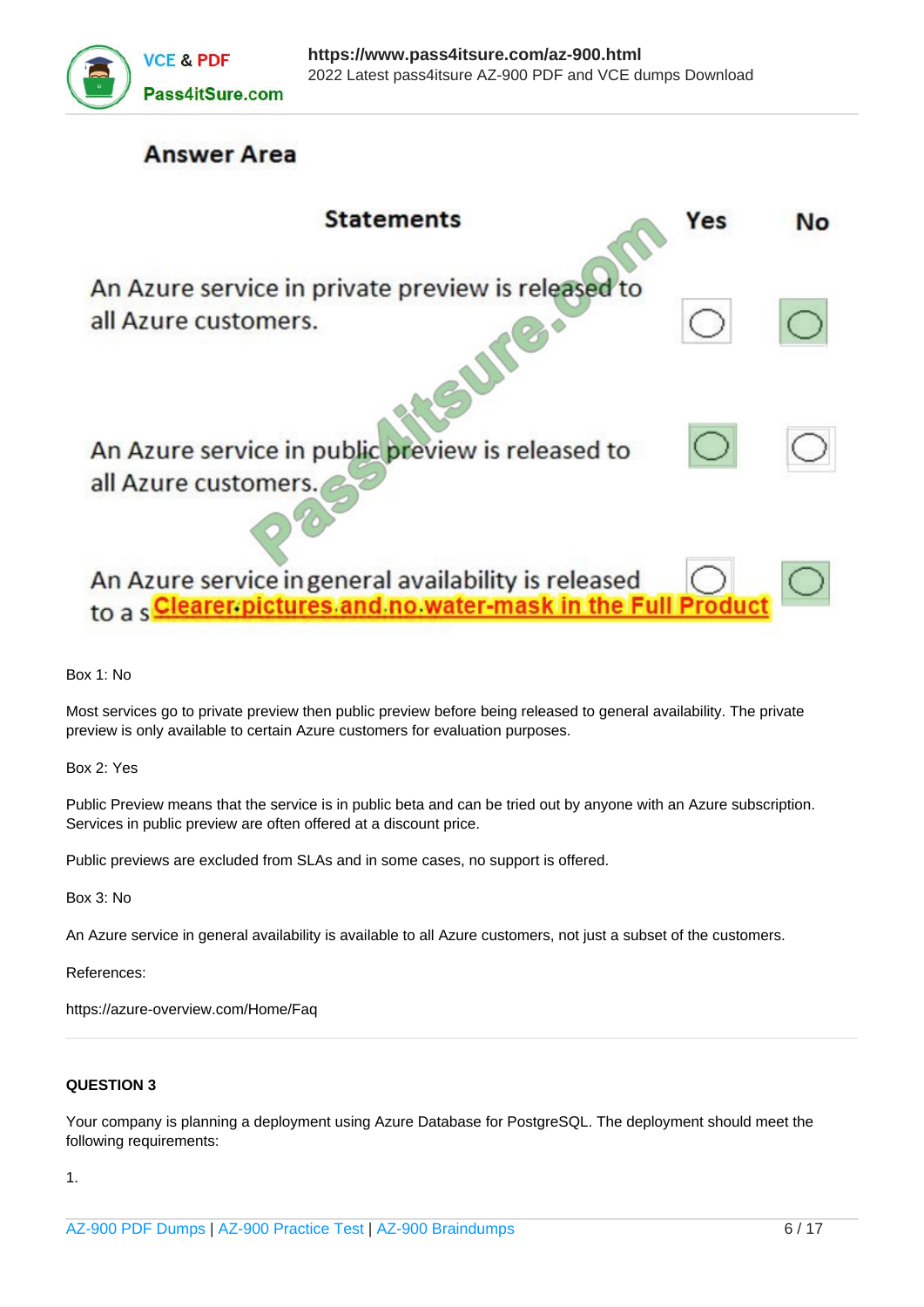## Answer Area

| Statements | Yes | No |
|---|---|---|
| An Azure service in private preview is released to all Azure customers. | ○ | ● |
| An Azure service in public preview is released to all Azure customers. | ● | ○ |
| An Azure service in general availability is released to a s Clearer pictures and no water-mask in the Full Product | ○ | ● |

Box 1: No

Most services go to private preview then public preview before being released to general availability. The private preview is only available to certain Azure customers for evaluation purposes.

Box 2: Yes

Public Preview means that the service is in public beta and can be tried out by anyone with an Azure subscription. Services in public preview are often offered at a discount price.

Public previews are excluded from SLAs and in some cases, no support is offered.

Box 3: No

An Azure service in general availability is available to all Azure customers, not just a subset of the customers.

References:

https://azure-overview.com/Home/Faq

**QUESTION 3**

Your company is planning a deployment using Azure Database for PostgreSQL. The deployment should meet the following requirements:

1.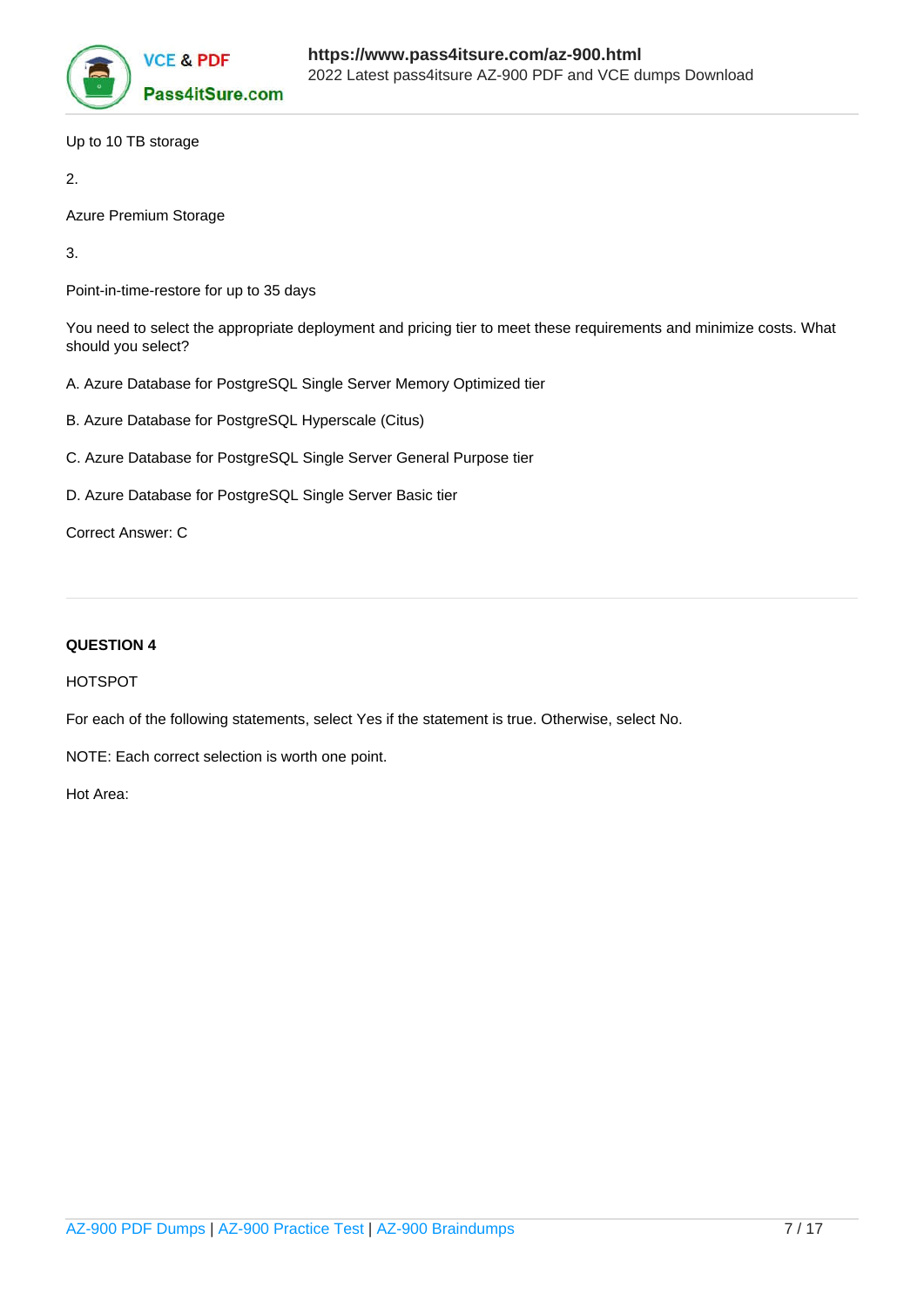Up to 10 TB storage

2.

Azure Premium Storage

3.

Point-in-time-restore for up to 35 days

You need to select the appropriate deployment and pricing tier to meet these requirements and minimize costs. What should you select?

A. Azure Database for PostgreSQL Single Server Memory Optimized tier

B. Azure Database for PostgreSQL Hyperscale (Citus)

C. Azure Database for PostgreSQL Single Server General Purpose tier

D. Azure Database for PostgreSQL Single Server Basic tier

Correct Answer: C

---

**QUESTION 4**

HOTSPOT

For each of the following statements, select Yes if the statement is true. Otherwise, select No.

NOTE: Each correct selection is worth one point.

Hot Area: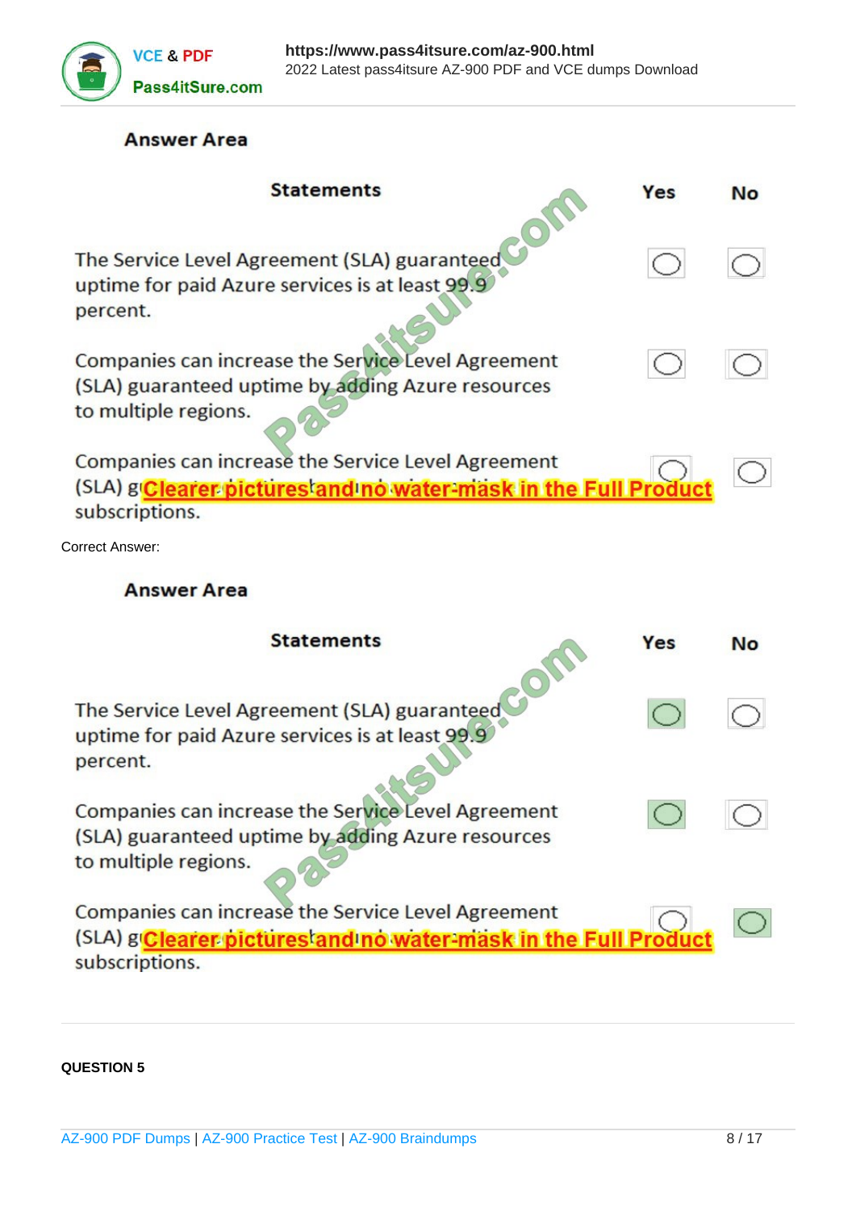Answer Area

| Statements | Yes | No |
|---|---|---|
| The Service Level Agreement (SLA) guaranteed uptime for paid Azure services is at least 99.9 percent. | ○ | ○ |
| Companies can increase the Service Level Agreement (SLA) guaranteed uptime by adding Azure resources to multiple regions. | ○ | ○ |
| Companies can increase the Service Level Agreement (SLA) g[Clearer pictures and no water-mask in the Full Product] subscriptions. | ○ | ○ |

Correct Answer:

Answer Area

| Statements | Yes | No |
|---|---|---|
| The Service Level Agreement (SLA) guaranteed uptime for paid Azure services is at least 99.9 percent. | ● | ○ |
| Companies can increase the Service Level Agreement (SLA) guaranteed uptime by adding Azure resources to multiple regions. | ● | ○ |
| Companies can increase the Service Level Agreement (SLA) g[Clearer pictures and no water-mask in the Full Product] subscriptions. | ○ | ● |

**QUESTION 5**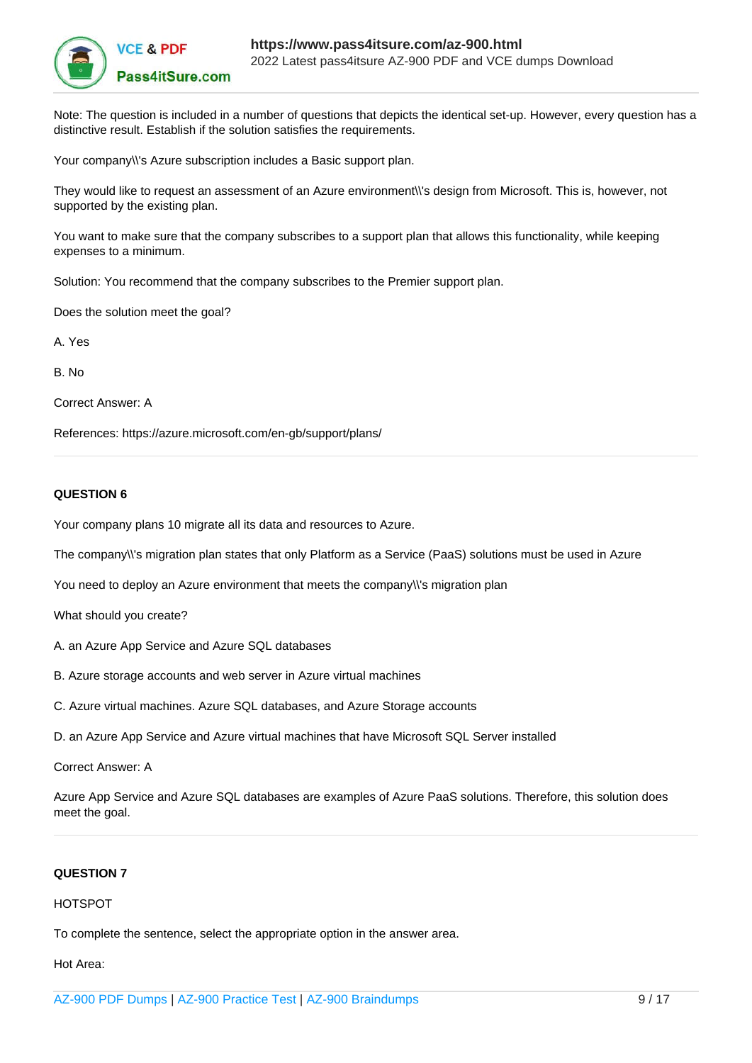Note: The question is included in a number of questions that depicts the identical set-up. However, every question has a distinctive result. Establish if the solution satisfies the requirements.

Your company\\'s Azure subscription includes a Basic support plan.

They would like to request an assessment of an Azure environment\\'s design from Microsoft. This is, however, not supported by the existing plan.

You want to make sure that the company subscribes to a support plan that allows this functionality, while keeping expenses to a minimum.

Solution: You recommend that the company subscribes to the Premier support plan.

Does the solution meet the goal?

A. Yes

B. No

Correct Answer: A

References: https://azure.microsoft.com/en-gb/support/plans/

**QUESTION 6**

Your company plans 10 migrate all its data and resources to Azure.

The company\\'s migration plan states that only Platform as a Service (PaaS) solutions must be used in Azure

You need to deploy an Azure environment that meets the company\\'s migration plan

What should you create?

A. an Azure App Service and Azure SQL databases

B. Azure storage accounts and web server in Azure virtual machines

C. Azure virtual machines. Azure SQL databases, and Azure Storage accounts

D. an Azure App Service and Azure virtual machines that have Microsoft SQL Server installed

Correct Answer: A

Azure App Service and Azure SQL databases are examples of Azure PaaS solutions. Therefore, this solution does meet the goal.

**QUESTION 7**

HOTSPOT

To complete the sentence, select the appropriate option in the answer area.

Hot Area: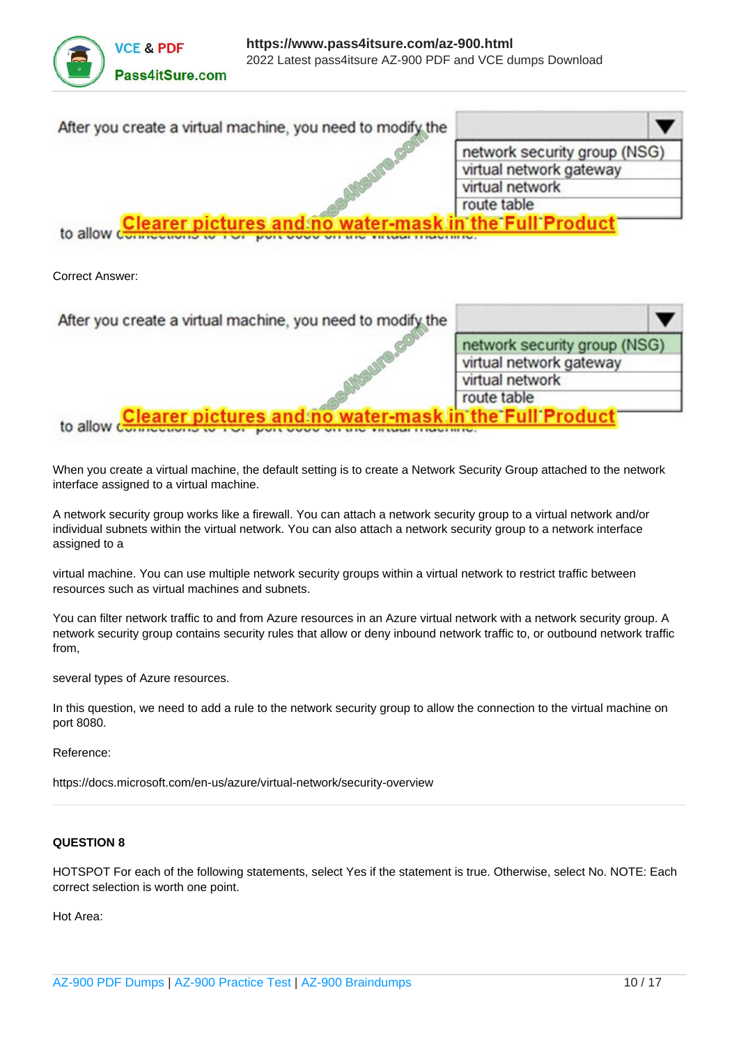After you create a virtual machine, you need to modify the [dropdown]

- network security group (NSG)
- virtual network gateway
- virtual network
- route table

to allow connections to TCP port 8080 on the virtual machine.

Correct Answer:

After you create a virtual machine, you need to modify the [dropdown]

- **network security group (NSG)**
- virtual network gateway
- virtual network
- route table

to allow connections to TCP port 8080 on the virtual machine.

When you create a virtual machine, the default setting is to create a Network Security Group attached to the network interface assigned to a virtual machine.

A network security group works like a firewall. You can attach a network security group to a virtual network and/or individual subnets within the virtual network. You can also attach a network security group to a network interface assigned to a

virtual machine. You can use multiple network security groups within a virtual network to restrict traffic between resources such as virtual machines and subnets.

You can filter network traffic to and from Azure resources in an Azure virtual network with a network security group. A network security group contains security rules that allow or deny inbound network traffic to, or outbound network traffic from,

several types of Azure resources.

In this question, we need to add a rule to the network security group to allow the connection to the virtual machine on port 8080.

Reference:

https://docs.microsoft.com/en-us/azure/virtual-network/security-overview

---

**QUESTION 8**

HOTSPOT For each of the following statements, select Yes if the statement is true. Otherwise, select No. NOTE: Each correct selection is worth one point.

Hot Area: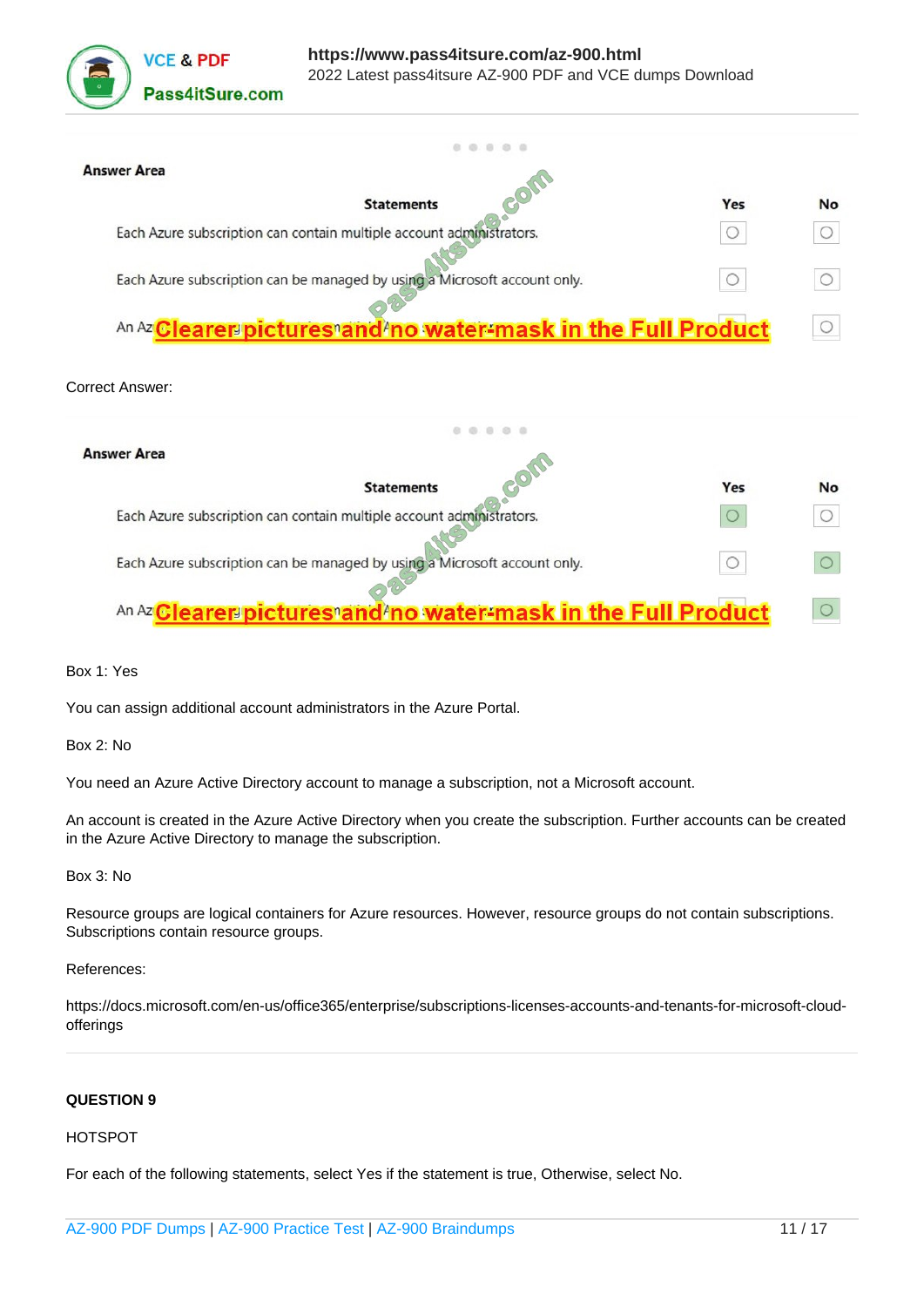**Answer Area**

| Statements | Yes | No |
|---|---|---|
| Each Azure subscription can contain multiple account administrators. | ○ | ○ |
| Each Azure subscription can be managed by using a Microsoft account only. | ○ | ○ |
| An Az Clearer pictures and no water-mask in the Full Product | ○ | ○ |

Correct Answer:

**Answer Area**

| Statements | Yes | No |
|---|---|---|
| Each Azure subscription can contain multiple account administrators. | ● | ○ |
| Each Azure subscription can be managed by using a Microsoft account only. | ○ | ● |
| An Az Clearer pictures and no water-mask in the Full Product | | ● |

Box 1: Yes

You can assign additional account administrators in the Azure Portal.

Box 2: No

You need an Azure Active Directory account to manage a subscription, not a Microsoft account.

An account is created in the Azure Active Directory when you create the subscription. Further accounts can be created in the Azure Active Directory to manage the subscription.

Box 3: No

Resource groups are logical containers for Azure resources. However, resource groups do not contain subscriptions. Subscriptions contain resource groups.

References:

https://docs.microsoft.com/en-us/office365/enterprise/subscriptions-licenses-accounts-and-tenants-for-microsoft-cloud-offerings

**QUESTION 9**

HOTSPOT

For each of the following statements, select Yes if the statement is true, Otherwise, select No.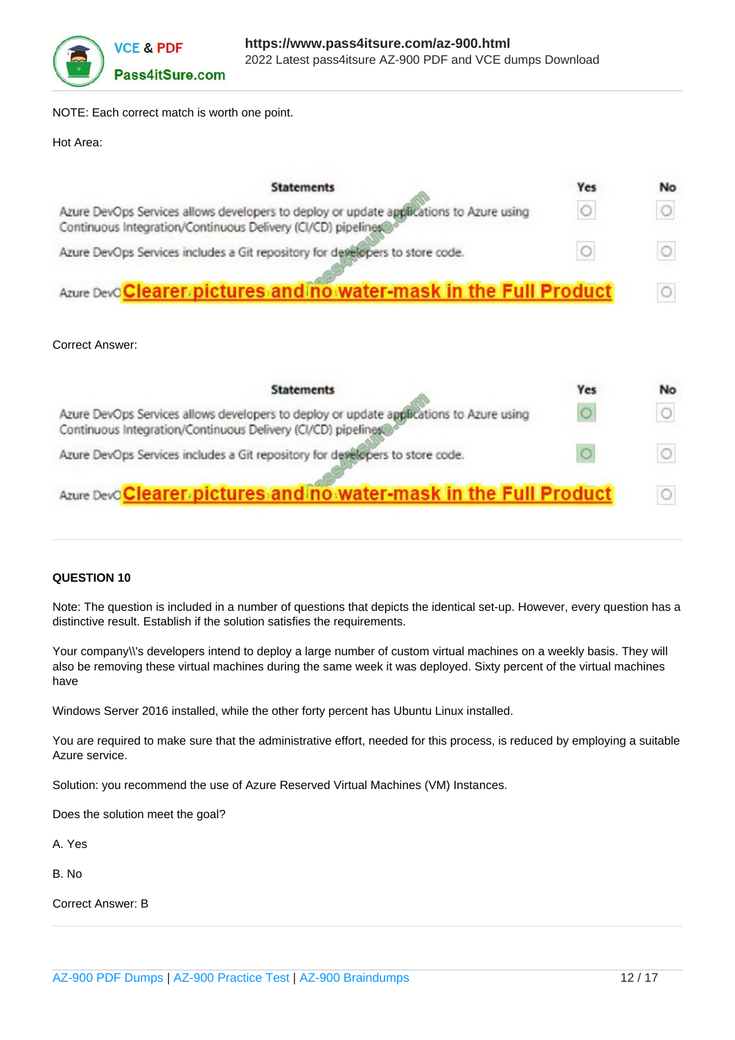NOTE: Each correct match is worth one point.

Hot Area:

| Statements | Yes | No |
|---|---|---|
| Azure DevOps Services allows developers to deploy or update applications to Azure using Continuous Integration/Continuous Delivery (CI/CD) pipelines. | ○ | ○ |
| Azure DevOps Services includes a Git repository for developers to store code. | ○ | ○ |
| Azure DevO Clearer pictures and no water-mask in the Full Product | | ○ |

Correct Answer:

| Statements | Yes | No |
|---|---|---|
| Azure DevOps Services allows developers to deploy or update applications to Azure using Continuous Integration/Continuous Delivery (CI/CD) pipelines. | ● | ○ |
| Azure DevOps Services includes a Git repository for developers to store code. | ● | ○ |
| Azure DevO Clearer pictures and no water-mask in the Full Product | | ○ |

**QUESTION 10**

Note: The question is included in a number of questions that depicts the identical set-up. However, every question has a distinctive result. Establish if the solution satisfies the requirements.

Your company\'s developers intend to deploy a large number of custom virtual machines on a weekly basis. They will also be removing these virtual machines during the same week it was deployed. Sixty percent of the virtual machines have

Windows Server 2016 installed, while the other forty percent has Ubuntu Linux installed.

You are required to make sure that the administrative effort, needed for this process, is reduced by employing a suitable Azure service.

Solution: you recommend the use of Azure Reserved Virtual Machines (VM) Instances.

Does the solution meet the goal?

A. Yes

B. No

Correct Answer: B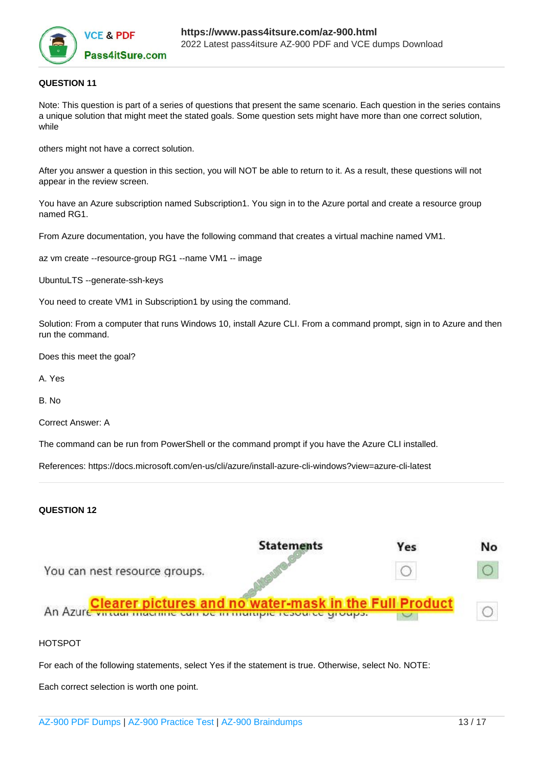**QUESTION 11**

Note: This question is part of a series of questions that present the same scenario. Each question in the series contains a unique solution that might meet the stated goals. Some question sets might have more than one correct solution, while

others might not have a correct solution.

After you answer a question in this section, you will NOT be able to return to it. As a result, these questions will not appear in the review screen.

You have an Azure subscription named Subscription1. You sign in to the Azure portal and create a resource group named RG1.

From Azure documentation, you have the following command that creates a virtual machine named VM1.

az vm create --resource-group RG1 --name VM1 -- image

UbuntuLTS --generate-ssh-keys

You need to create VM1 in Subscription1 by using the command.

Solution: From a computer that runs Windows 10, install Azure CLI. From a command prompt, sign in to Azure and then run the command.

Does this meet the goal?

A. Yes

B. No

Correct Answer: A

The command can be run from PowerShell or the command prompt if you have the Azure CLI installed.

References: https://docs.microsoft.com/en-us/cli/azure/install-azure-cli-windows?view=azure-cli-latest

**QUESTION 12**

| Statements | Yes | No |
|---|---|---|
| You can nest resource groups. | ○ | ○ |
| An Azure virtual machine can be in multiple resource groups. | ○ | ○ |

Clearer pictures and no water-mask in the Full Product

HOTSPOT

For each of the following statements, select Yes if the statement is true. Otherwise, select No. NOTE:

Each correct selection is worth one point.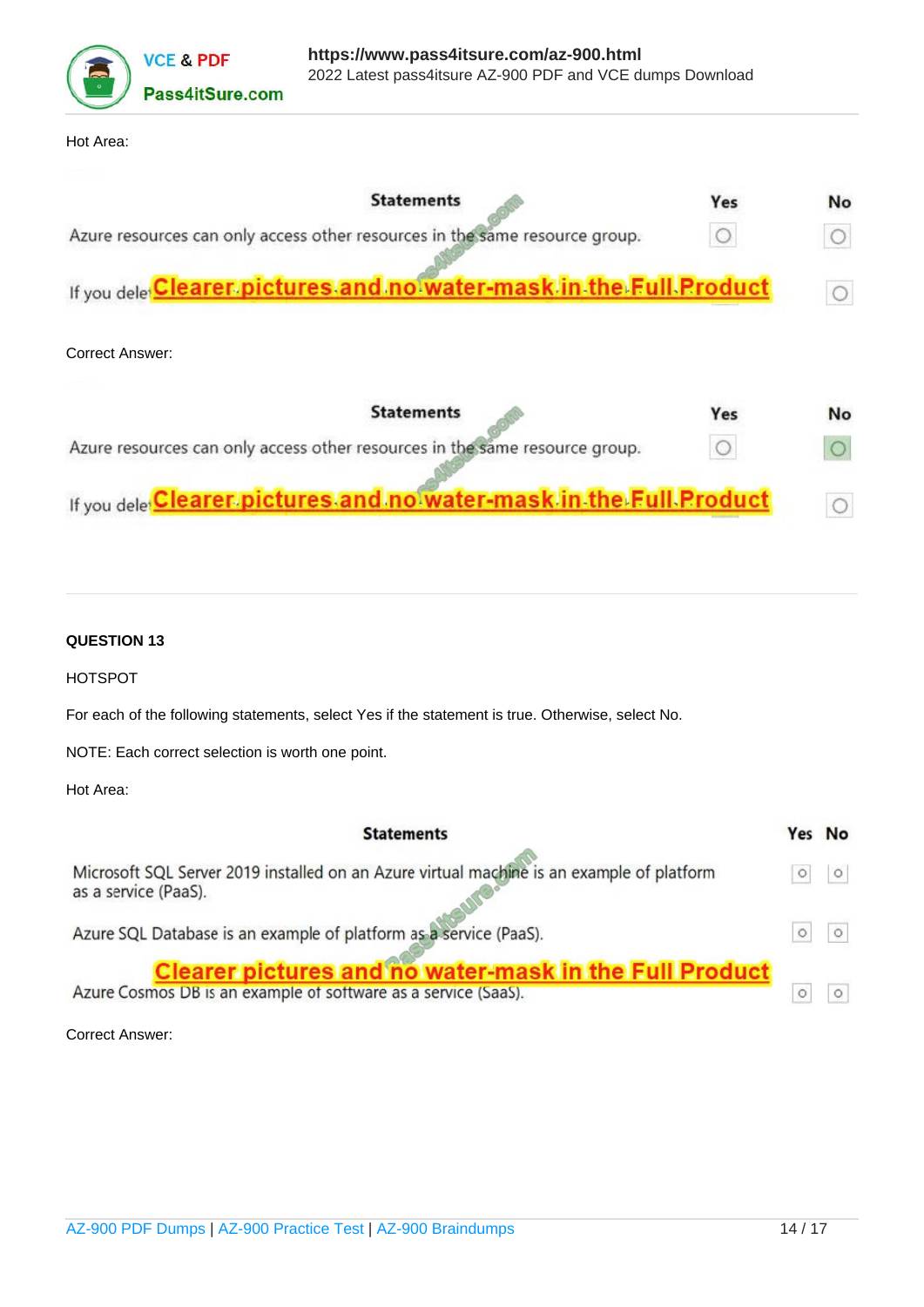Hot Area:

| Statements | Yes | No |
|---|---|---|
| Azure resources can only access other resources in the same resource group. | ○ | ○ |
| If you dele Clearer pictures and no water-mask in the Full Product | | ○ |

Correct Answer:

| Statements | Yes | No |
|---|---|---|
| Azure resources can only access other resources in the same resource group. | ○ | ◉ |
| If you dele Clearer pictures and no water-mask in the Full Product | | ○ |

**QUESTION 13**

HOTSPOT

For each of the following statements, select Yes if the statement is true. Otherwise, select No.

NOTE: Each correct selection is worth one point.

Hot Area:

| Statements | Yes | No |
|---|---|---|
| Microsoft SQL Server 2019 installed on an Azure virtual machine is an example of platform as a service (PaaS). | ○ | ○ |
| Azure SQL Database is an example of platform as a service (PaaS). | ○ | ○ |
| Clearer pictures and no water-mask in the Full Product<br>Azure Cosmos DB is an example of software as a service (SaaS). | ○ | ○ |

Correct Answer: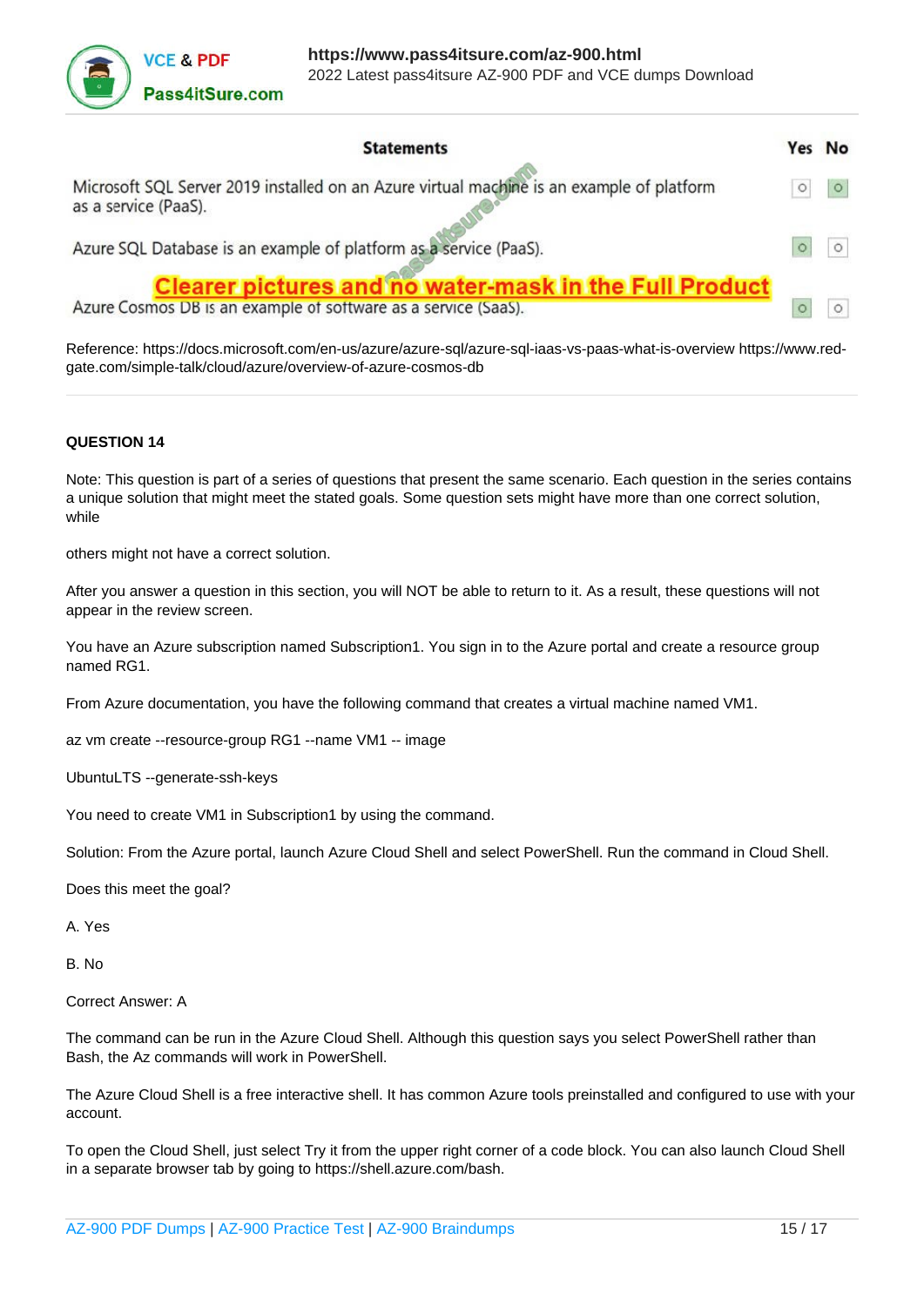| Statements | Yes | No |
|---|---|---|
| Microsoft SQL Server 2019 installed on an Azure virtual machine is an example of platform as a service (PaaS). | ○ | ● |
| Azure SQL Database is an example of platform as a service (PaaS). | ● | ○ |
| Azure Cosmos DB is an example of software as a service (SaaS). | ● | ○ |

Reference: https://docs.microsoft.com/en-us/azure/azure-sql/azure-sql-iaas-vs-paas-what-is-overview https://www.red-gate.com/simple-talk/cloud/azure/overview-of-azure-cosmos-db

**QUESTION 14**

Note: This question is part of a series of questions that present the same scenario. Each question in the series contains a unique solution that might meet the stated goals. Some question sets might have more than one correct solution, while

others might not have a correct solution.

After you answer a question in this section, you will NOT be able to return to it. As a result, these questions will not appear in the review screen.

You have an Azure subscription named Subscription1. You sign in to the Azure portal and create a resource group named RG1.

From Azure documentation, you have the following command that creates a virtual machine named VM1.

az vm create --resource-group RG1 --name VM1 -- image

UbuntuLTS --generate-ssh-keys

You need to create VM1 in Subscription1 by using the command.

Solution: From the Azure portal, launch Azure Cloud Shell and select PowerShell. Run the command in Cloud Shell.

Does this meet the goal?

A. Yes

B. No

Correct Answer: A

The command can be run in the Azure Cloud Shell. Although this question says you select PowerShell rather than Bash, the Az commands will work in PowerShell.

The Azure Cloud Shell is a free interactive shell. It has common Azure tools preinstalled and configured to use with your account.

To open the Cloud Shell, just select Try it from the upper right corner of a code block. You can also launch Cloud Shell in a separate browser tab by going to https://shell.azure.com/bash.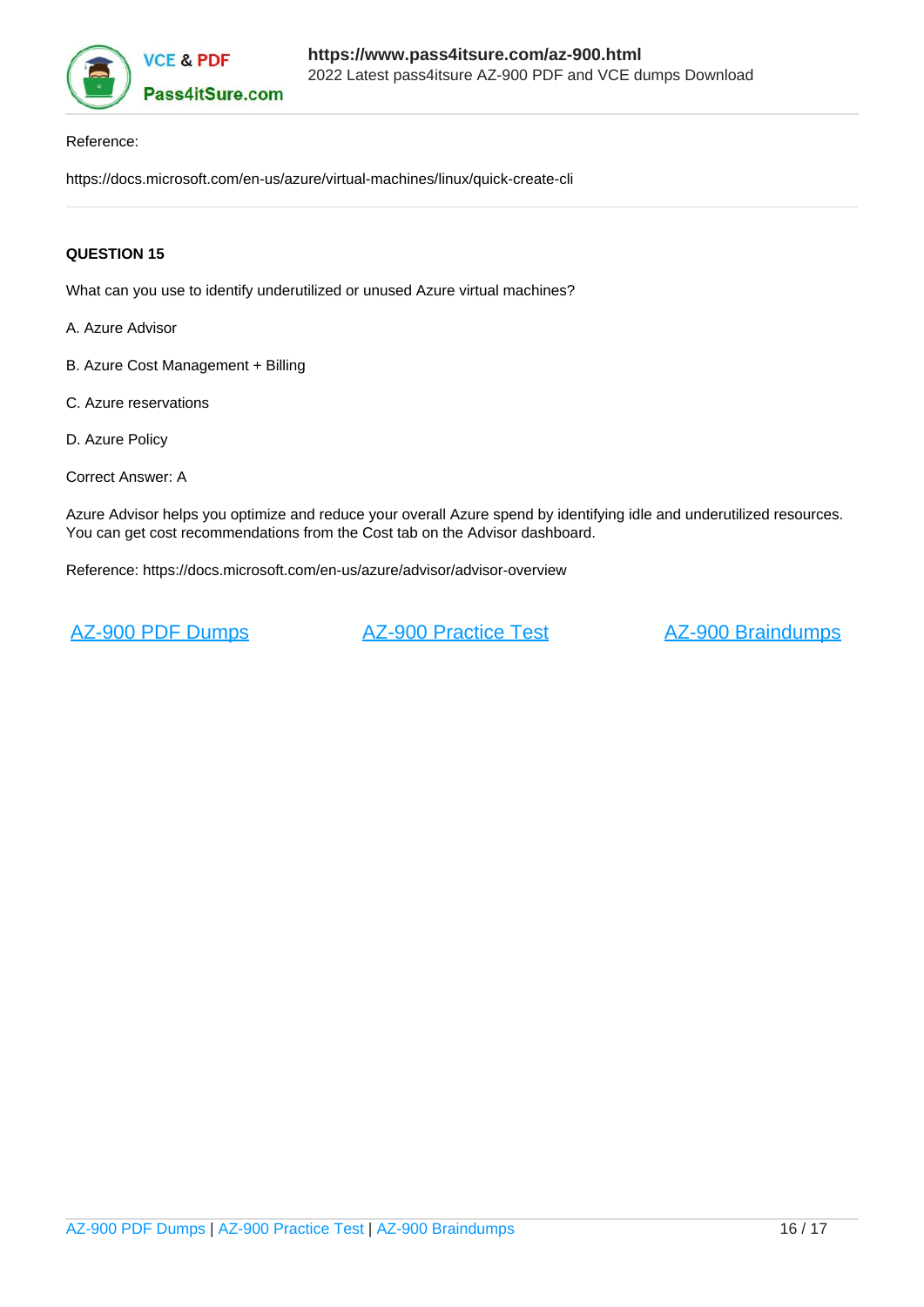Reference:

https://docs.microsoft.com/en-us/azure/virtual-machines/linux/quick-create-cli

---

**QUESTION 15**

What can you use to identify underutilized or unused Azure virtual machines?

A. Azure Advisor

B. Azure Cost Management + Billing

C. Azure reservations

D. Azure Policy

Correct Answer: A

Azure Advisor helps you optimize and reduce your overall Azure spend by identifying idle and underutilized resources. You can get cost recommendations from the Cost tab on the Advisor dashboard.

Reference: https://docs.microsoft.com/en-us/azure/advisor/advisor-overview

AZ-900 PDF Dumps AZ-900 Practice Test AZ-900 Braindumps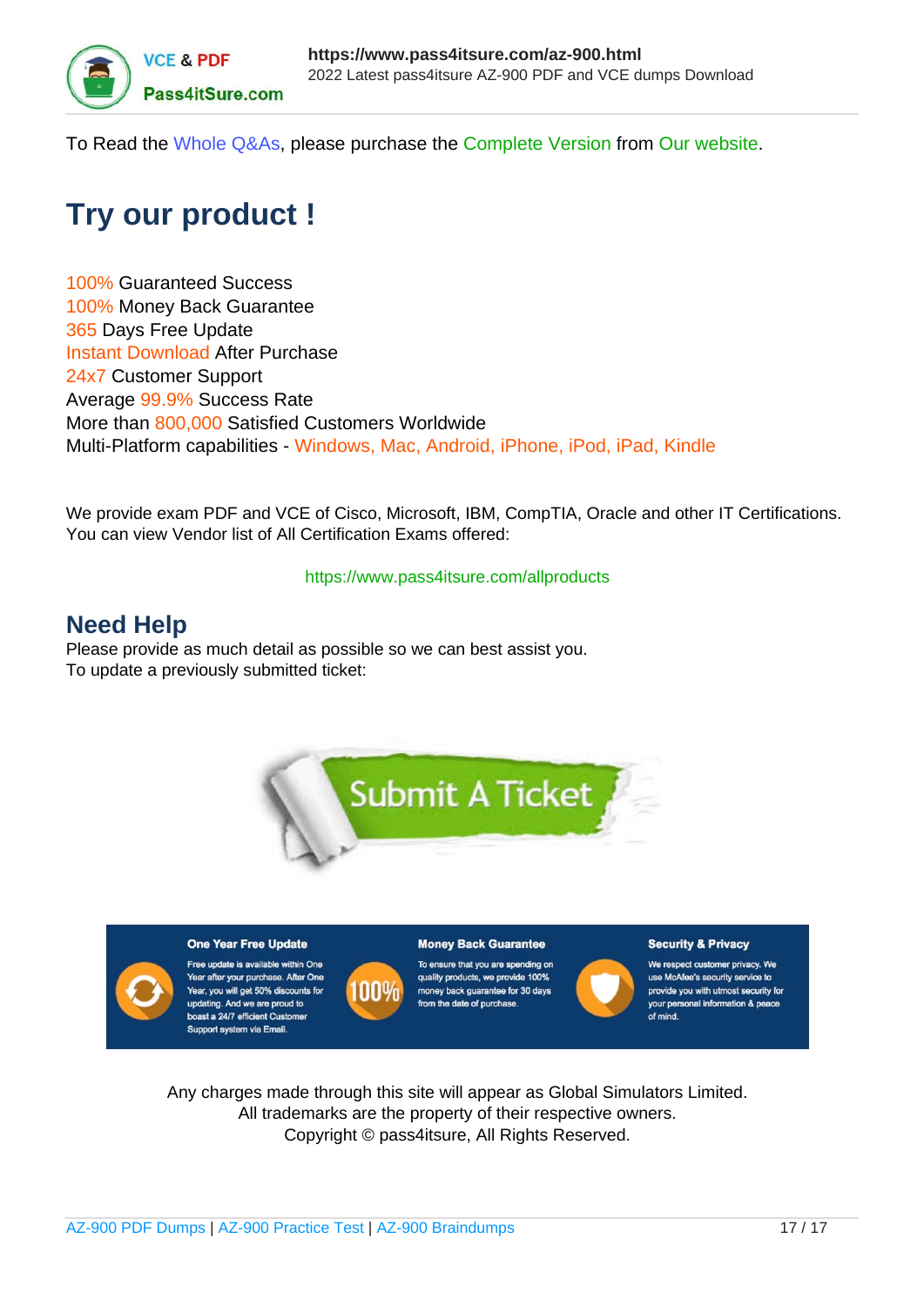To Read the Whole Q&As, please purchase the Complete Version from Our website.

# Try our product !

100% Guaranteed Success
100% Money Back Guarantee
365 Days Free Update
Instant Download After Purchase
24x7 Customer Support
Average 99.9% Success Rate
More than 800,000 Satisfied Customers Worldwide
Multi-Platform capabilities - Windows, Mac, Android, iPhone, iPod, iPad, Kindle

We provide exam PDF and VCE of Cisco, Microsoft, IBM, CompTIA, Oracle and other IT Certifications.
You can view Vendor list of All Certification Exams offered:

https://www.pass4itsure.com/allproducts

## Need Help

Please provide as much detail as possible so we can best assist you.
To update a previously submitted ticket:

Submit A Ticket

**One Year Free Update**
Free update is available within One Year after your purchase. After One Year, you will get 50% discounts for updating. And we are proud to boast a 24/7 efficient Customer Support system via Email.

**Money Back Guarantee**
To ensure that you are spending on quality products, we provide 100% money back guarantee for 30 days from the date of purchase.

**Security & Privacy**
We respect customer privacy. We use McAfee's security service to provide you with utmost security for your personal information & peace of mind.

Any charges made through this site will appear as Global Simulators Limited.
All trademarks are the property of their respective owners.
Copyright © pass4itsure, All Rights Reserved.